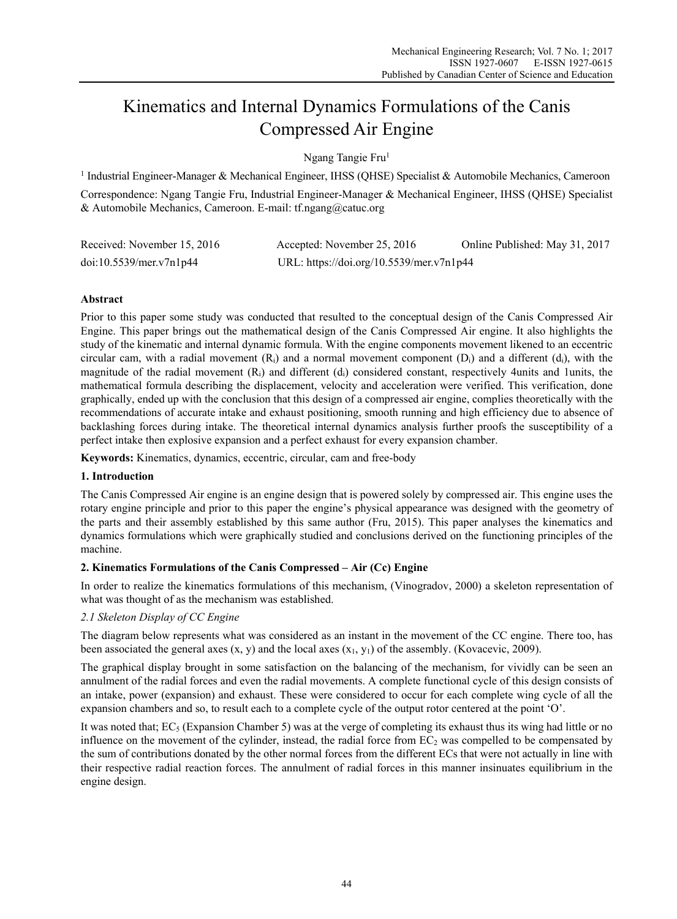# Kinematics and Internal Dynamics Formulations of the Canis Compressed Air Engine

Ngang Tangie Fru[1]

[1] Industrial Engineer-Manager & Mechanical Engineer, IHSS (QHSE) Specialist & Automobile Mechanics, Cameroon

Correspondence: Ngang Tangie Fru, Industrial Engineer-Manager & Mechanical Engineer, IHSS (QHSE) Specialist & Automobile Mechanics, Cameroon. E-mail: tf.ngang@catuc.org

Received: November 15, 2016 Accepted: November 25, 2016 Online Published: May 31, 2017

doi:10.5539/mer.v7n1p44 URL: https://doi.org/10.5539/mer.v7n1p44

**Abstract**

Prior to this paper some study was conducted that resulted to the conceptual design of the Canis Compressed Air Engine. This paper brings out the mathematical design of the Canis Compressed Air engine. It also highlights the study of the kinematic and internal dynamic formula. With the engine components movement likened to an eccentric circular cam, with a radial movement ($R_i$) and a normal movement component ($D_i$) and a different ($d_i$), with the magnitude of the radial movement ($R_i$) and different ($d_i$) considered constant, respectively 4units and 1units, the mathematical formula describing the displacement, velocity and acceleration were verified. This verification, done graphically, ended up with the conclusion that this design of a compressed air engine, complies theoretically with the recommendations of accurate intake and exhaust positioning, smooth running and high efficiency due to absence of backlashing forces during intake. The theoretical internal dynamics analysis further proofs the susceptibility of a perfect intake then explosive expansion and a perfect exhaust for every expansion chamber.

**Keywords:** Kinematics, dynamics, eccentric, circular, cam and free-body

## 1. Introduction

The Canis Compressed Air engine is an engine design that is powered solely by compressed air. This engine uses the rotary engine principle and prior to this paper the engine's physical appearance was designed with the geometry of the parts and their assembly established by this same author (Fru, 2015). This paper analyses the kinematics and dynamics formulations which were graphically studied and conclusions derived on the functioning principles of the machine.

## 2. Kinematics Formulations of the Canis Compressed – Air (Cc) Engine

In order to realize the kinematics formulations of this mechanism, (Vinogradov, 2000) a skeleton representation of what was thought of as the mechanism was established.

### *2.1 Skeleton Display of CC Engine*

The diagram below represents what was considered as an instant in the movement of the CC engine. There too, has been associated the general axes (x, y) and the local axes ($x_1$, $y_1$) of the assembly. (Kovacevic, 2009).

The graphical display brought in some satisfaction on the balancing of the mechanism, for vividly can be seen an annulment of the radial forces and even the radial movements. A complete functional cycle of this design consists of an intake, power (expansion) and exhaust. These were considered to occur for each complete wing cycle of all the expansion chambers and so, to result each to a complete cycle of the output rotor centered at the point 'O'.

It was noted that; $EC_5$ (Expansion Chamber 5) was at the verge of completing its exhaust thus its wing had little or no influence on the movement of the cylinder, instead, the radial force from $EC_2$ was compelled to be compensated by the sum of contributions donated by the other normal forces from the different ECs that were not actually in line with their respective radial reaction forces. The annulment of radial forces in this manner insinuates equilibrium in the engine design.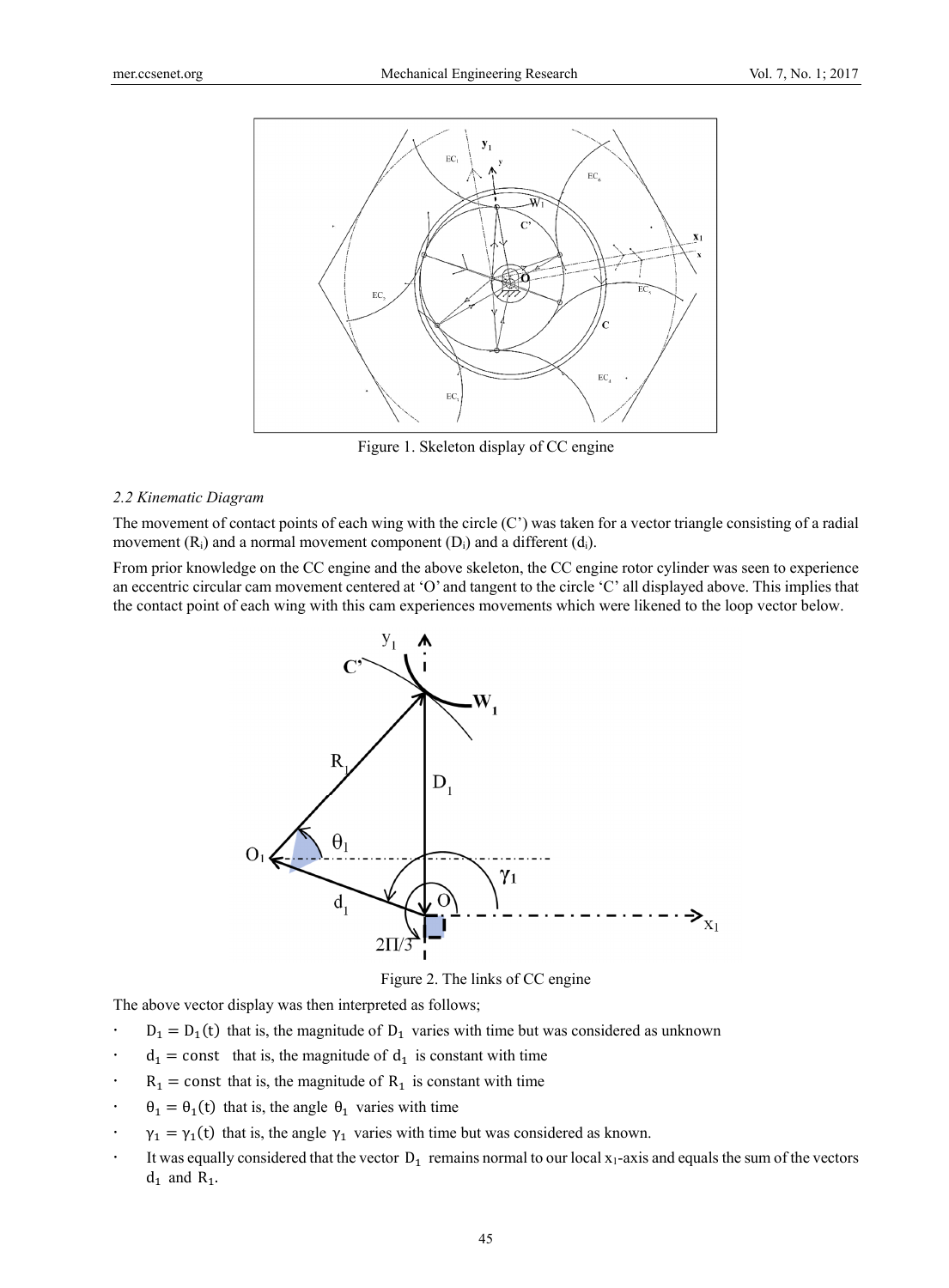Figure 1. Skeleton display of CC engine

*2.2 Kinematic Diagram*

The movement of contact points of each wing with the circle (C') was taken for a vector triangle consisting of a radial movement ($R_i$) and a normal movement component ($D_i$) and a different ($d_i$).

From prior knowledge on the CC engine and the above skeleton, the CC engine rotor cylinder was seen to experience an eccentric circular cam movement centered at 'O' and tangent to the circle 'C' all displayed above. This implies that the contact point of each wing with this cam experiences movements which were likened to the loop vector below.

Figure 2. The links of CC engine

The above vector display was then interpreted as follows;

- $D_1 = D_1(t)$ that is, the magnitude of $D_1$ varies with time but was considered as unknown
- $d_1 = \text{const}$ that is, the magnitude of $d_1$ is constant with time
- $R_1 = \text{const}$ that is, the magnitude of $R_1$ is constant with time
- $\theta_1 = \theta_1(t)$ that is, the angle $\theta_1$ varies with time
- $\gamma_1 = \gamma_1(t)$ that is, the angle $\gamma_1$ varies with time but was considered as known.
- It was equally considered that the vector $D_1$ remains normal to our local $x_1$-axis and equals the sum of the vectors $d_1$ and $R_1$.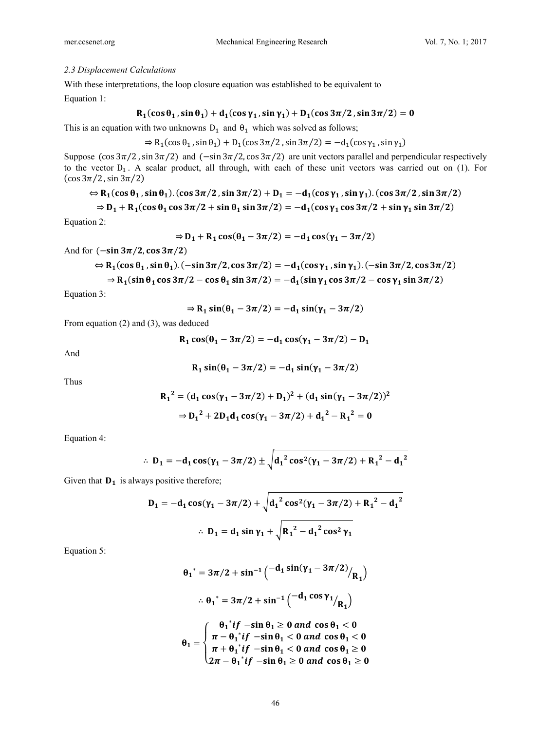### *2.3 Displacement Calculations*

With these interpretations, the loop closure equation was established to be equivalent to

Equation 1:

$$\mathbf{R_1(\cos\theta_1 , \sin\theta_1) + d_1(\cos\gamma_1 , \sin\gamma_1) + D_1(\cos 3\pi/2 , \sin 3\pi/2) = 0}$$

This is an equation with two unknowns $D_1$ and $\theta_1$ which was solved as follows;

$$\Rightarrow R_1(\cos\theta_1 , \sin\theta_1) + D_1(\cos 3\pi/2 , \sin 3\pi/2) = -d_1(\cos\gamma_1 , \sin\gamma_1)$$

Suppose $(\cos 3\pi/2 , \sin 3\pi/2)$ and $(-\sin 3\pi/2, \cos 3\pi/2)$ are unit vectors parallel and perpendicular respectively to the vector $D_1$. A scalar product, all through, with each of these unit vectors was carried out on (1). For $(\cos 3\pi/2 , \sin 3\pi/2)$

$$\Leftrightarrow \mathbf{R_1(\cos\theta_1 , \sin\theta_1).(\cos 3\pi/2 , \sin 3\pi/2) + D_1 = -d_1(\cos\gamma_1 , \sin\gamma_1).(\cos 3\pi/2 , \sin 3\pi/2)}$$

$$\Rightarrow \mathbf{D_1 + R_1(\cos\theta_1 \cos 3\pi/2 + \sin\theta_1 \sin 3\pi/2) = -d_1(\cos\gamma_1 \cos 3\pi/2 + \sin\gamma_1 \sin 3\pi/2)}$$

Equation 2:

$$\Rightarrow \mathbf{D_1 + R_1 \cos(\theta_1 - 3\pi/2) = -d_1 \cos(\gamma_1 - 3\pi/2)}$$

And for $(-\sin 3\pi/2, \cos 3\pi/2)$

$$\Leftrightarrow \mathbf{R_1(\cos\theta_1 , \sin\theta_1).(-\sin 3\pi/2, \cos 3\pi/2) = -d_1(\cos\gamma_1 , \sin\gamma_1).(-\sin 3\pi/2, \cos 3\pi/2)}$$

$$\Rightarrow \mathbf{R_1(\sin\theta_1 \cos 3\pi/2 - \cos\theta_1 \sin 3\pi/2) = -d_1(\sin\gamma_1 \cos 3\pi/2 - \cos\gamma_1 \sin 3\pi/2)}$$

Equation 3:

$$\Rightarrow \mathbf{R_1 \sin(\theta_1 - 3\pi/2) = -d_1 \sin(\gamma_1 - 3\pi/2)}$$

From equation (2) and (3), was deduced

$$\mathbf{R_1 \cos(\theta_1 - 3\pi/2) = -d_1 \cos(\gamma_1 - 3\pi/2) - D_1}$$

And

$$\mathbf{R_1 \sin(\theta_1 - 3\pi/2) = -d_1 \sin(\gamma_1 - 3\pi/2)}$$

Thus

$$\mathbf{R_1{}^2 = (d_1 \cos(\gamma_1 - 3\pi/2) + D_1)^2 + (d_1 \sin(\gamma_1 - 3\pi/2))^2}$$

$$\Rightarrow \mathbf{D_1{}^2 + 2D_1 d_1 \cos(\gamma_1 - 3\pi/2) + d_1{}^2 - R_1{}^2 = 0}$$

Equation 4:

$$\therefore\ \mathbf{D_1 = -d_1 \cos(\gamma_1 - 3\pi/2) \pm \sqrt{d_1{}^2 \cos^2(\gamma_1 - 3\pi/2) + R_1{}^2 - d_1{}^2}}$$

Given that $\mathbf{D_1}$ is always positive therefore;

$$\mathbf{D_1 = -d_1 \cos(\gamma_1 - 3\pi/2) + \sqrt{d_1{}^2 \cos^2(\gamma_1 - 3\pi/2) + R_1{}^2 - d_1{}^2}}$$

$$\therefore\ \mathbf{D_1 = d_1 \sin\gamma_1 + \sqrt{R_1{}^2 - d_1{}^2 \cos^2\gamma_1}}$$

Equation 5:

$$\mathbf{\theta_1{}^* = 3\pi/2 + \sin^{-1}\left(-d_1 \sin(\gamma_1 - 3\pi/2) / R_1\right)}$$

$$\therefore\ \mathbf{\theta_1{}^* = 3\pi/2 + \sin^{-1}\left(-d_1 \cos\gamma_1 / R_1\right)}$$

$$\boldsymbol{\theta_1} = \begin{cases} \boldsymbol{\theta_1{}^*} \textit{if } \boldsymbol{-\sin\theta_1 \geq 0} \textit{ and } \boldsymbol{\cos\theta_1 < 0} \\ \boldsymbol{\pi - \theta_1{}^*} \textit{if } \boldsymbol{-\sin\theta_1 < 0} \textit{ and } \boldsymbol{\cos\theta_1 < 0} \\ \boldsymbol{\pi + \theta_1{}^*} \textit{if } \boldsymbol{-\sin\theta_1 < 0} \textit{ and } \boldsymbol{\cos\theta_1 \geq 0} \\ \boldsymbol{2\pi - \theta_1{}^*} \textit{if } \boldsymbol{-\sin\theta_1 \geq 0} \textit{ and } \boldsymbol{\cos\theta_1 \geq 0} \end{cases}$$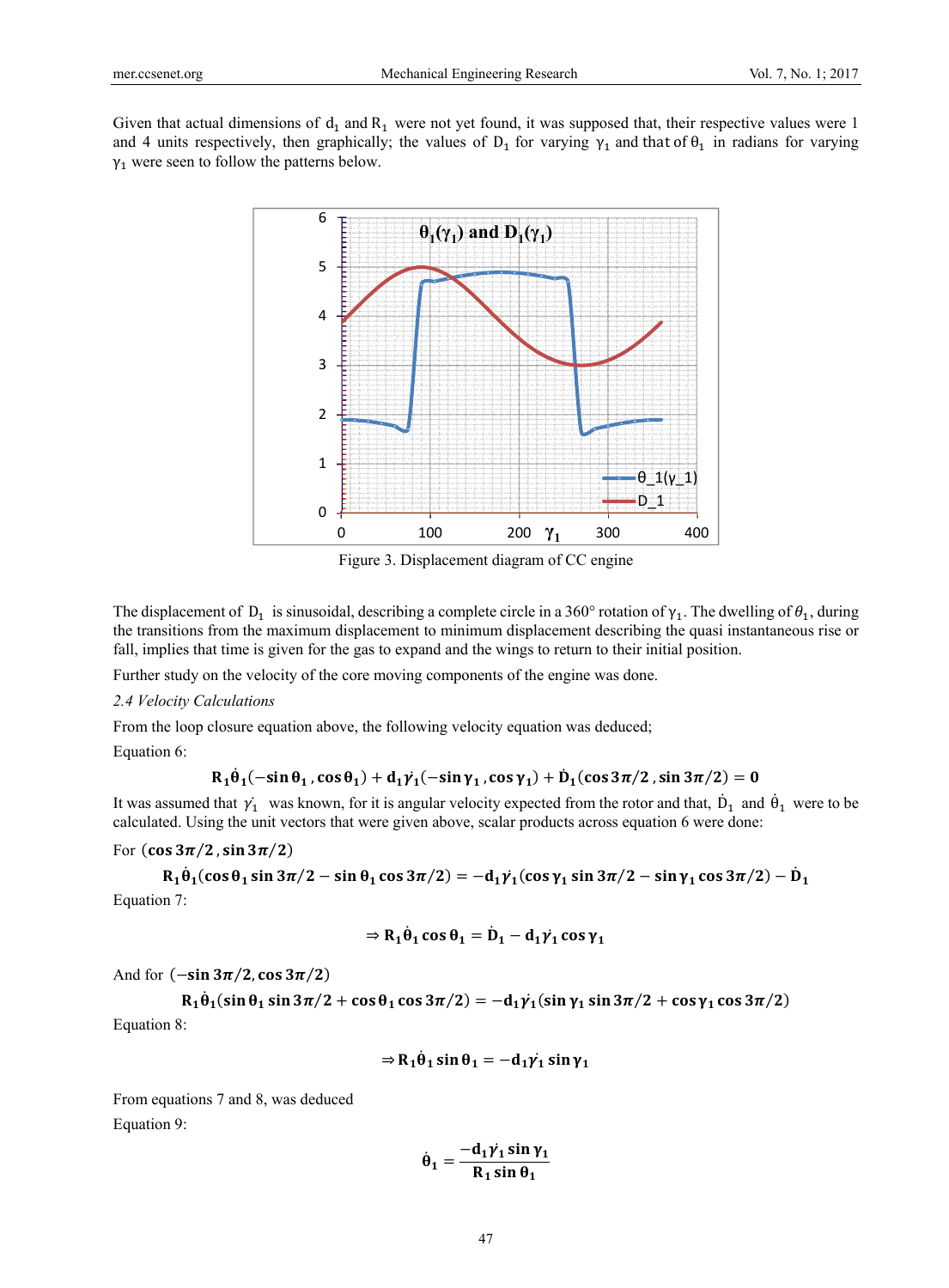Given that actual dimensions of $d_1$ and $R_1$ were not yet found, it was supposed that, their respective values were 1 and 4 units respectively, then graphically; the values of $D_1$ for varying $\gamma_1$ and that of $\theta_1$ in radians for varying $\gamma_1$ were seen to follow the patterns below.

Figure 3. Displacement diagram of CC engine

The displacement of $D_1$ is sinusoidal, describing a complete circle in a 360° rotation of $\gamma_1$. The dwelling of $\theta_1$, during the transitions from the maximum displacement to minimum displacement describing the quasi instantaneous rise or fall, implies that time is given for the gas to expand and the wings to return to their initial position.

Further study on the velocity of the core moving components of the engine was done.

### 2.4 Velocity Calculations

From the loop closure equation above, the following velocity equation was deduced;

Equation 6:

$$\mathbf{R_1\dot{\theta}_1(-\sin\theta_1\,,\cos\theta_1) + d_1\dot{\gamma}_1(-\sin\gamma_1\,,\cos\gamma_1) + \dot{D}_1(\cos 3\pi/2\,,\sin 3\pi/2) = 0}$$

It was assumed that $\dot{\gamma}_1$ was known, for it is angular velocity expected from the rotor and that, $\dot{D}_1$ and $\dot{\theta}_1$ were to be calculated. Using the unit vectors that were given above, scalar products across equation 6 were done:

For $(\cos 3\pi/2\,, \sin 3\pi/2)$

$$\mathbf{R_1\dot{\theta}_1(\cos\theta_1\sin 3\pi/2 - \sin\theta_1\cos 3\pi/2) = -d_1\dot{\gamma}_1(\cos\gamma_1\sin 3\pi/2 - \sin\gamma_1\cos 3\pi/2) - \dot{D}_1}$$

Equation 7:

$$\mathbf{\Rightarrow R_1\dot{\theta}_1\cos\theta_1 = \dot{D}_1 - d_1\dot{\gamma}_1\cos\gamma_1}$$

And for $(-\sin 3\pi/2, \cos 3\pi/2)$

$$\mathbf{R_1\dot{\theta}_1(\sin\theta_1\sin 3\pi/2 + \cos\theta_1\cos 3\pi/2) = -d_1\dot{\gamma}_1(\sin\gamma_1\sin 3\pi/2 + \cos\gamma_1\cos 3\pi/2)}$$

Equation 8:

$$\mathbf{\Rightarrow R_1\dot{\theta}_1\sin\theta_1 = -d_1\dot{\gamma}_1\sin\gamma_1}$$

From equations 7 and 8, was deduced

Equation 9:

$$\mathbf{\dot{\theta}_1 = \frac{-d_1\dot{\gamma}_1\sin\gamma_1}{R_1\sin\theta_1}}$$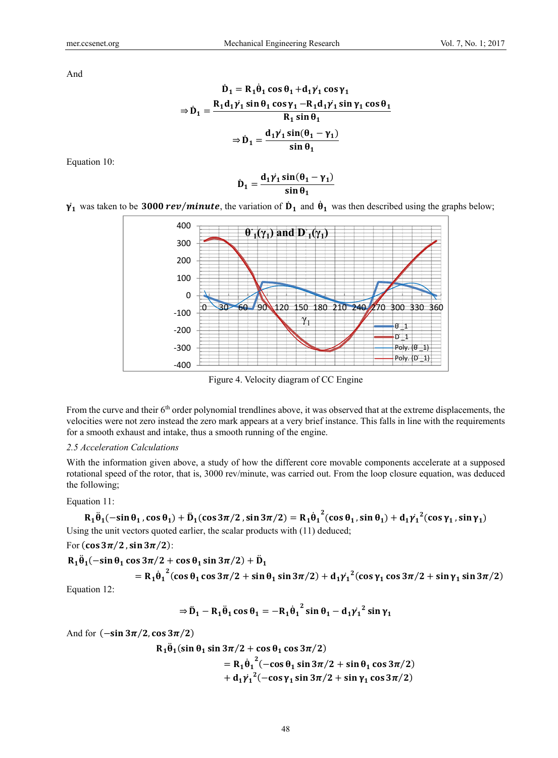And

$$\dot{D}_1 = R_1\dot{\theta}_1 \cos\theta_1 + d_1\dot{\gamma}_1 \cos\gamma_1$$

$$\Rightarrow \dot{D}_1 = \frac{R_1 d_1 \dot{\gamma}_1 \sin\theta_1 \cos\gamma_1 - R_1 d_1 \dot{\gamma}_1 \sin\gamma_1 \cos\theta_1}{R_1 \sin\theta_1}$$

$$\Rightarrow \dot{D}_1 = \frac{d_1 \dot{\gamma}_1 \sin(\theta_1 - \gamma_1)}{\sin\theta_1}$$

Equation 10:

$$\dot{D}_1 = \frac{d_1 \dot{\gamma}_1 \sin(\theta_1 - \gamma_1)}{\sin\theta_1}$$

$\dot{\gamma}_1$ was taken to be $\mathbf{3000}\ \boldsymbol{rev/minute}$, the variation of $\dot{D}_1$ and $\dot{\theta}_1$ was then described using the graphs below;

Figure 4. Velocity diagram of CC Engine

From the curve and their 6th order polynomial trendlines above, it was observed that at the extreme displacements, the velocities were not zero instead the zero mark appears at a very brief instance. This falls in line with the requirements for a smooth exhaust and intake, thus a smooth running of the engine.

*2.5 Acceleration Calculations*

With the information given above, a study of how the different core movable components accelerate at a supposed rotational speed of the rotor, that is, 3000 rev/minute, was carried out. From the loop closure equation, was deduced the following;

Equation 11:

$$R_1\ddot{\theta}_1(-\sin\theta_1, \cos\theta_1) + \ddot{D}_1(\cos 3\pi/2, \sin 3\pi/2) = R_1\dot{\theta}_1^{\,2}(\cos\theta_1, \sin\theta_1) + d_1\dot{\gamma}_1^{\,2}(\cos\gamma_1, \sin\gamma_1)$$

Using the unit vectors quoted earlier, the scalar products with (11) deduced;

For $(\cos 3\pi/2, \sin 3\pi/2)$:

$$R_1\ddot{\theta}_1(-\sin\theta_1 \cos 3\pi/2 + \cos\theta_1 \sin 3\pi/2) + \ddot{D}_1 = R_1\dot{\theta}_1^{\,2}(\cos\theta_1 \cos 3\pi/2 + \sin\theta_1 \sin 3\pi/2) + d_1\dot{\gamma}_1^{\,2}(\cos\gamma_1 \cos 3\pi/2 + \sin\gamma_1 \sin 3\pi/2)$$

Equation 12:

$$\Rightarrow \ddot{D}_1 - R_1\ddot{\theta}_1 \cos\theta_1 = -R_1\dot{\theta}_1^{\,2} \sin\theta_1 - d_1\dot{\gamma}_1^{\,2} \sin\gamma_1$$

And for $(-\sin 3\pi/2, \cos 3\pi/2)$

$$R_1\ddot{\theta}_1(\sin\theta_1 \sin 3\pi/2 + \cos\theta_1 \cos 3\pi/2) = R_1\dot{\theta}_1^{\,2}(-\cos\theta_1 \sin 3\pi/2 + \sin\theta_1 \cos 3\pi/2) + d_1\dot{\gamma}_1^{\,2}(-\cos\gamma_1 \sin 3\pi/2 + \sin\gamma_1 \cos 3\pi/2)$$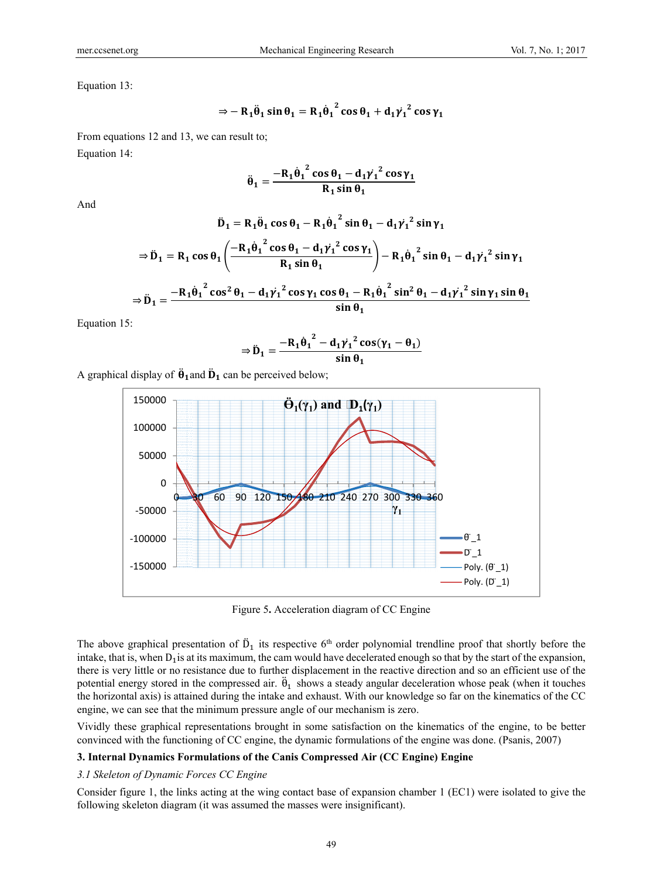Equation 13:

$$\Rightarrow -R_1\ddot{\theta}_1 \sin\theta_1 = R_1\dot{\theta}_1^{\ 2} \cos\theta_1 + d_1\dot{\gamma}_1^{\ 2} \cos\gamma_1$$

From equations 12 and 13, we can result to;

Equation 14:

$$\ddot{\theta}_1 = \frac{-R_1\dot{\theta}_1^{\ 2} \cos\theta_1 - d_1\dot{\gamma}_1^{\ 2} \cos\gamma_1}{R_1 \sin\theta_1}$$

And

$$\ddot{D}_1 = R_1\ddot{\theta}_1 \cos\theta_1 - R_1\dot{\theta}_1^{\ 2} \sin\theta_1 - d_1\dot{\gamma}_1^{\ 2} \sin\gamma_1$$

$$\Rightarrow \ddot{D}_1 = R_1 \cos\theta_1 \left( \frac{-R_1\dot{\theta}_1^{\ 2} \cos\theta_1 - d_1\dot{\gamma}_1^{\ 2} \cos\gamma_1}{R_1 \sin\theta_1} \right) - R_1\dot{\theta}_1^{\ 2} \sin\theta_1 - d_1\dot{\gamma}_1^{\ 2} \sin\gamma_1$$

$$\Rightarrow \ddot{D}_1 = \frac{-R_1\dot{\theta}_1^{\ 2} \cos^2\theta_1 - d_1\dot{\gamma}_1^{\ 2} \cos\gamma_1 \cos\theta_1 - R_1\dot{\theta}_1^{\ 2} \sin^2\theta_1 - d_1\dot{\gamma}_1^{\ 2} \sin\gamma_1 \sin\theta_1}{\sin\theta_1}$$

Equation 15:

$$\Rightarrow \ddot{D}_1 = \frac{-R_1\dot{\theta}_1^{\ 2} - d_1\dot{\gamma}_1^{\ 2} \cos(\gamma_1 - \theta_1)}{\sin\theta_1}$$

A graphical display of $\ddot{\theta}_1$ and $\ddot{D}_1$ can be perceived below;

Figure 5. Acceleration diagram of CC Engine

The above graphical presentation of $\ddot{D}_1$ its respective 6th order polynomial trendline proof that shortly before the intake, that is, when $D_1$ is at its maximum, the cam would have decelerated enough so that by the start of the expansion, there is very little or no resistance due to further displacement in the reactive direction and so an efficient use of the potential energy stored in the compressed air. $\ddot{\theta}_1$ shows a steady angular deceleration whose peak (when it touches the horizontal axis) is attained during the intake and exhaust. With our knowledge so far on the kinematics of the CC engine, we can see that the minimum pressure angle of our mechanism is zero.

Vividly these graphical representations brought in some satisfaction on the kinematics of the engine, to be better convinced with the functioning of CC engine, the dynamic formulations of the engine was done. (Psanis, 2007)

## 3. Internal Dynamics Formulations of the Canis Compressed Air (CC Engine) Engine

### 3.1 Skeleton of Dynamic Forces CC Engine

Consider figure 1, the links acting at the wing contact base of expansion chamber 1 (EC1) were isolated to give the following skeleton diagram (it was assumed the masses were insignificant).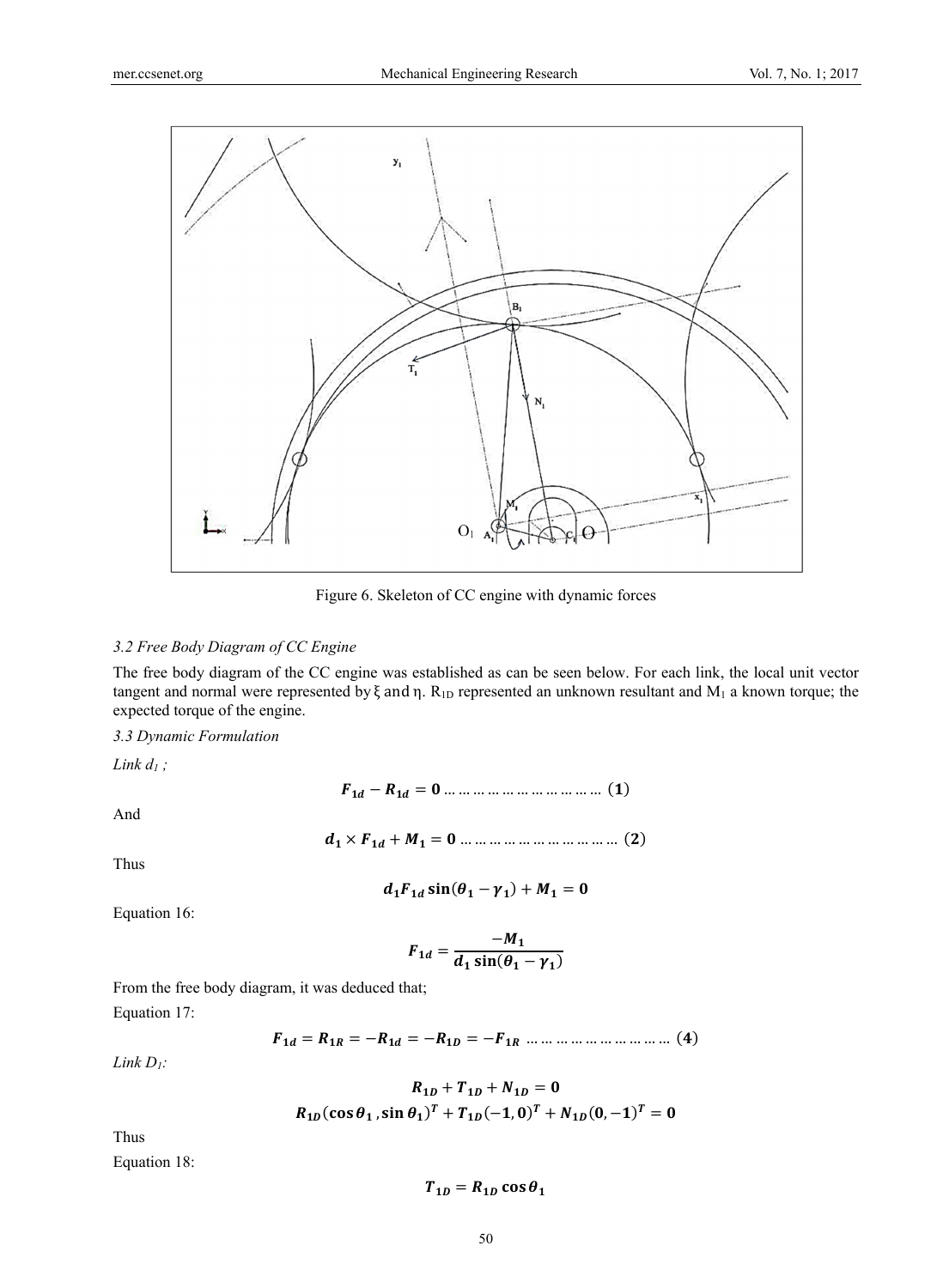Figure 6. Skeleton of CC engine with dynamic forces

### 3.2 Free Body Diagram of CC Engine

The free body diagram of the CC engine was established as can be seen below. For each link, the local unit vector tangent and normal were represented by $\xi$ and $\eta$. $R_{1D}$ represented an unknown resultant and $M_1$ a known torque; the expected torque of the engine.

### 3.3 Dynamic Formulation

*Link $d_1$ ;*

$$\boldsymbol{F_{1d} - R_{1d} = 0} \quad \ldots\ldots\ldots\ldots\ldots\ldots\ldots\ldots\ldots\ldots \quad (1)$$

And

$$\boldsymbol{d_1 \times F_{1d} + M_1 = 0} \quad \ldots\ldots\ldots\ldots\ldots\ldots\ldots\ldots\ldots\ldots \quad (2)$$

Thus

$$\boldsymbol{d_1 F_{1d} \sin(\theta_1 - \gamma_1) + M_1 = 0}$$

Equation 16:

$$\boldsymbol{F_{1d} = \frac{-M_1}{d_1 \sin(\theta_1 - \gamma_1)}}$$

From the free body diagram, it was deduced that;

Equation 17:

$$\boldsymbol{F_{1d} = R_{1R} = -R_{1d} = -R_{1D} = -F_{1R}} \quad \ldots\ldots\ldots\ldots\ldots\ldots\ldots\ldots\ldots\ldots \quad (4)$$

*Link $D_1$:*

$$\boldsymbol{R_{1D} + T_{1D} + N_{1D} = 0}$$

$$\boldsymbol{R_{1D}(\cos\theta_1, \sin\theta_1)^T + T_{1D}(-1, 0)^T + N_{1D}(0, -1)^T = 0}$$

Thus

Equation 18:

$$\boldsymbol{T_{1D} = R_{1D}\cos\theta_1}$$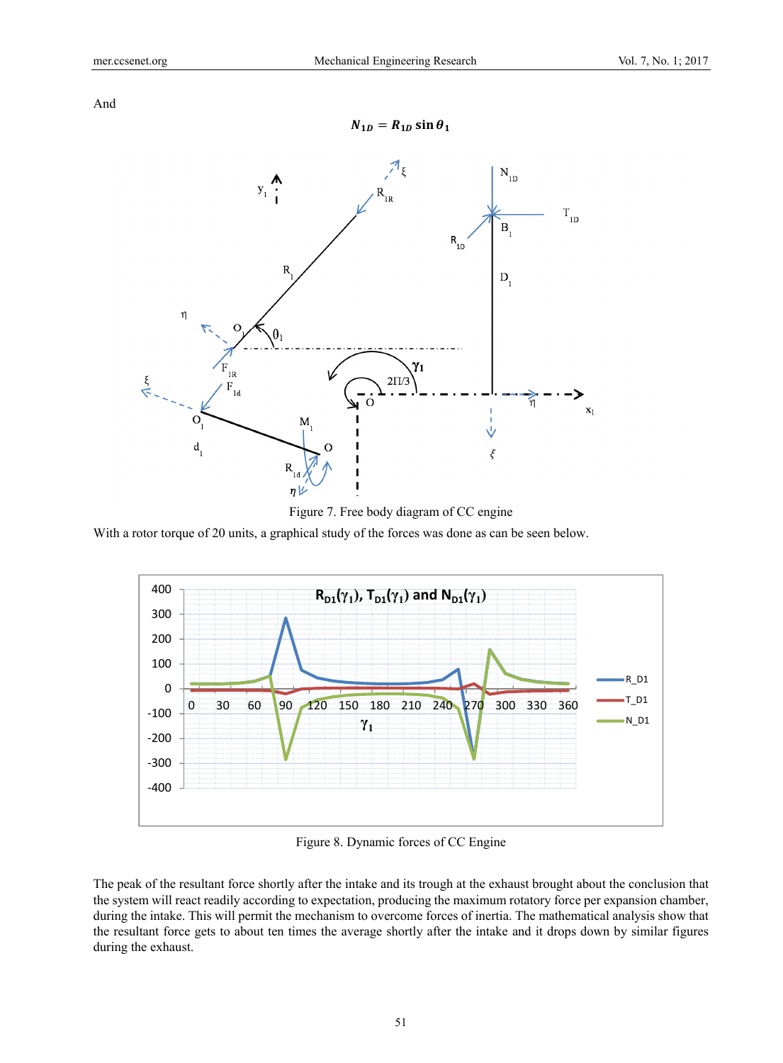And

$$N_{1D} = R_{1D} \sin \theta_1$$

Figure 7. Free body diagram of CC engine

With a rotor torque of 20 units, a graphical study of the forces was done as can be seen below.

Figure 8. Dynamic forces of CC Engine

The peak of the resultant force shortly after the intake and its trough at the exhaust brought about the conclusion that the system will react readily according to expectation, producing the maximum rotatory force per expansion chamber, during the intake. This will permit the mechanism to overcome forces of inertia. The mathematical analysis show that the resultant force gets to about ten times the average shortly after the intake and it drops down by similar figures during the exhaust.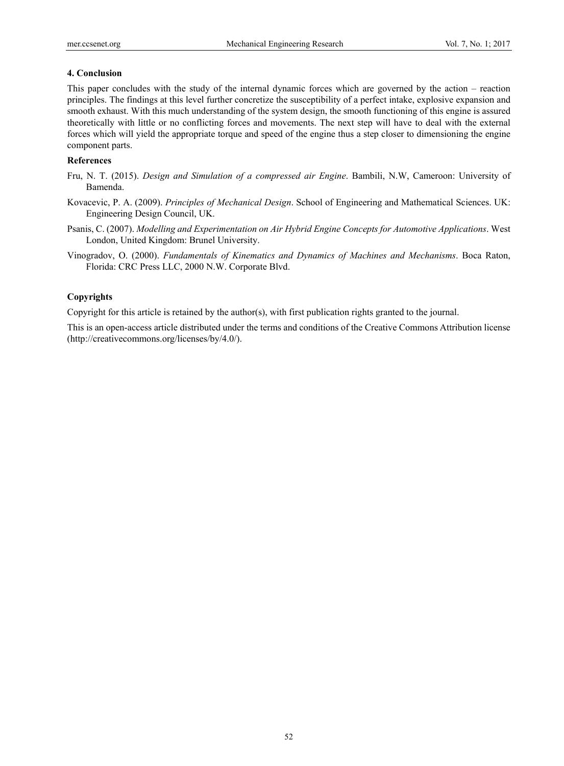## 4. Conclusion

This paper concludes with the study of the internal dynamic forces which are governed by the action – reaction principles. The findings at this level further concretize the susceptibility of a perfect intake, explosive expansion and smooth exhaust. With this much understanding of the system design, the smooth functioning of this engine is assured theoretically with little or no conflicting forces and movements. The next step will have to deal with the external forces which will yield the appropriate torque and speed of the engine thus a step closer to dimensioning the engine component parts.

## References

Fru, N. T. (2015). *Design and Simulation of a compressed air Engine*. Bambili, N.W, Cameroon: University of Bamenda.

Kovacevic, P. A. (2009). *Principles of Mechanical Design*. School of Engineering and Mathematical Sciences. UK: Engineering Design Council, UK.

Psanis, C. (2007). *Modelling and Experimentation on Air Hybrid Engine Concepts for Automotive Applications*. West London, United Kingdom: Brunel University.

Vinogradov, O. (2000). *Fundamentals of Kinematics and Dynamics of Machines and Mechanisms*. Boca Raton, Florida: CRC Press LLC, 2000 N.W. Corporate Blvd.

## Copyrights

Copyright for this article is retained by the author(s), with first publication rights granted to the journal.

This is an open-access article distributed under the terms and conditions of the Creative Commons Attribution license (http://creativecommons.org/licenses/by/4.0/).